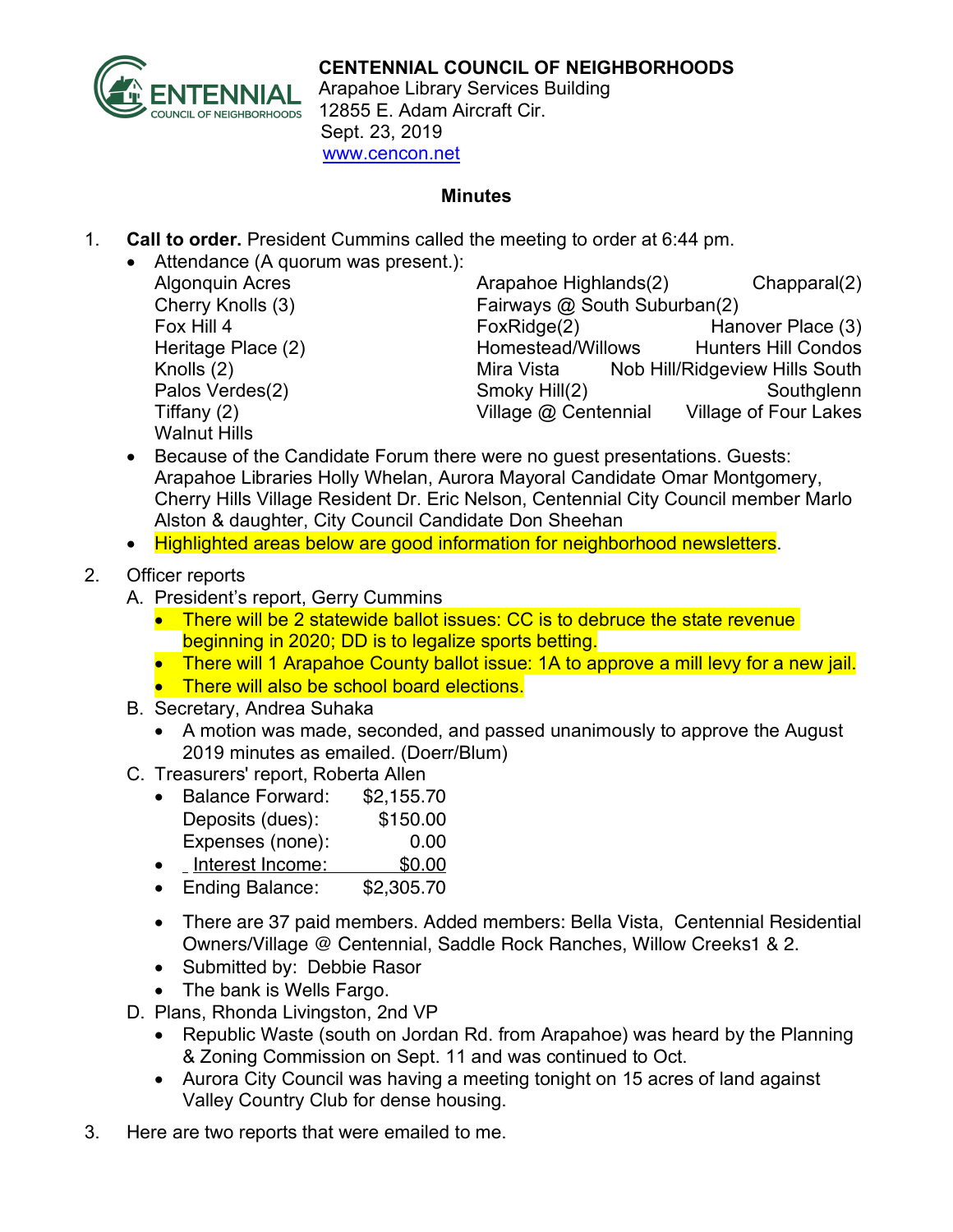**CENTENNIAL COUNCIL OF NEIGHBORHOODS**
Arapahoe Library Services Building
12855 E. Adam Aircraft Cir.
Sept. 23, 2019
www.cencon.net

**Minutes**

1. **Call to order.** President Cummins called the meeting to order at 6:44 pm.
   - Attendance (A quorum was present.):

     Algonquin Acres, Arapahoe Highlands(2), Chapparal(2), Cherry Knolls (3), Fairways @ South Suburban(2), Fox Hill 4, FoxRidge(2), Hanover Place (3), Heritage Place (2), Homestead/Willows, Hunters Hill Condos, Knolls (2), Mira Vista, Nob Hill/Ridgeview Hills South, Palos Verdes(2), Smoky Hill(2), Southglenn, Tiffany (2), Village @ Centennial, Village of Four Lakes, Walnut Hills
   - Because of the Candidate Forum there were no guest presentations. Guests: Arapahoe Libraries Holly Whelan, Aurora Mayoral Candidate Omar Montgomery, Cherry Hills Village Resident Dr. Eric Nelson, Centennial City Council member Marlo Alston & daughter, City Council Candidate Don Sheehan
   - Highlighted areas below are good information for neighborhood newsletters.

2. Officer reports

   A. President's report, Gerry Cummins
   - There will be 2 statewide ballot issues: CC is to debruce the state revenue beginning in 2020; DD is to legalize sports betting.
   - There will 1 Arapahoe County ballot issue: 1A to approve a mill levy for a new jail.
   - There will also be school board elections.

   B. Secretary, Andrea Suhaka
   - A motion was made, seconded, and passed unanimously to approve the August 2019 minutes as emailed. (Doerr/Blum)

   C. Treasurers' report, Roberta Allen
   - Balance Forward: $2,155.70
     Deposits (dues): $150.00
     Expenses (none): 0.00
   - Interest Income: $0.00
   - Ending Balance: $2,305.70
   - There are 37 paid members. Added members: Bella Vista, Centennial Residential Owners/Village @ Centennial, Saddle Rock Ranches, Willow Creeks1 & 2.
   - Submitted by: Debbie Rasor
   - The bank is Wells Fargo.

   D. Plans, Rhonda Livingston, 2nd VP
   - Republic Waste (south on Jordan Rd. from Arapahoe) was heard by the Planning & Zoning Commission on Sept. 11 and was continued to Oct.
   - Aurora City Council was having a meeting tonight on 15 acres of land against Valley Country Club for dense housing.

3. Here are two reports that were emailed to me.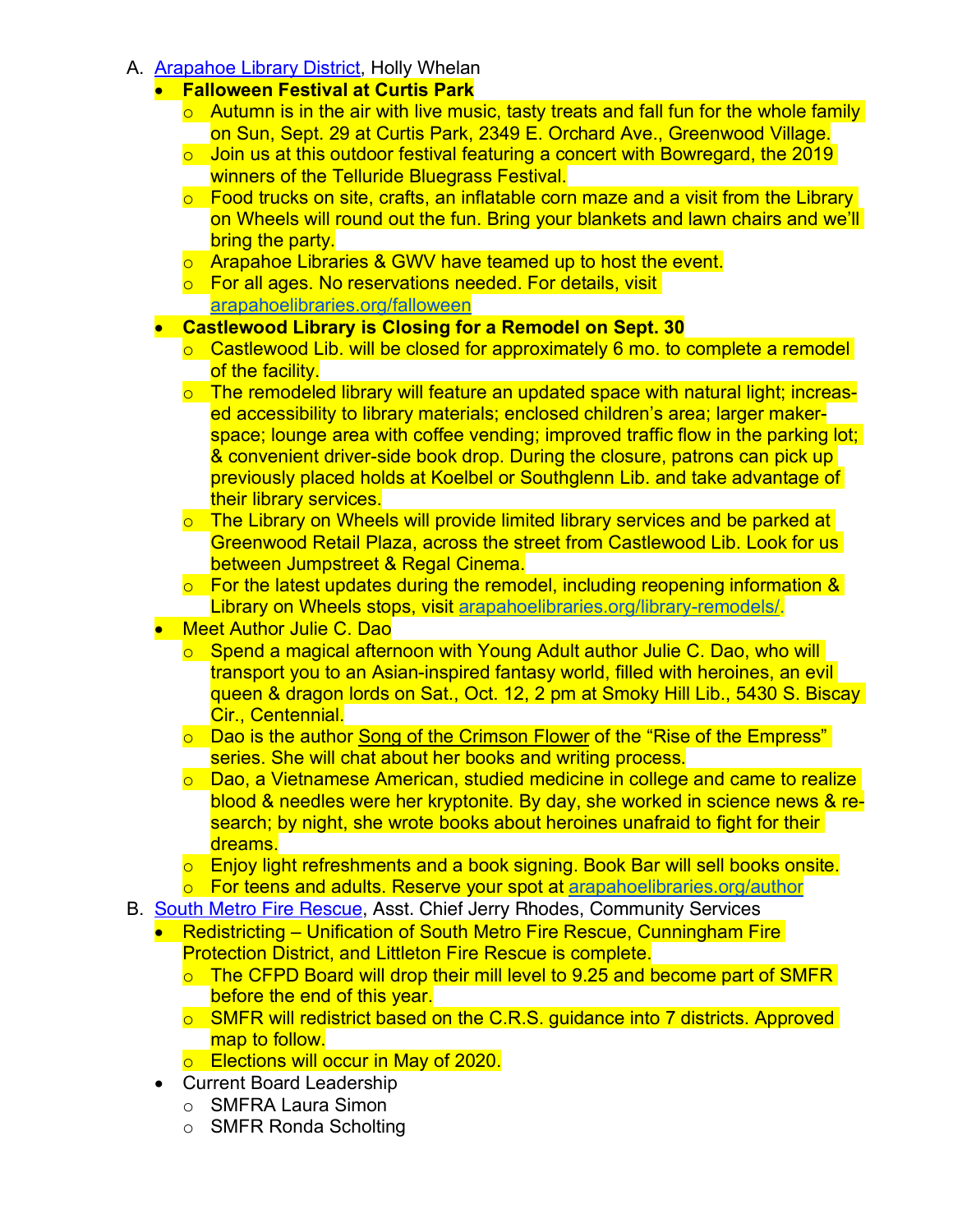A. [Arapahoe Library District](https://arapahoelibraries.org), Holly Whelan
   - **Falloween Festival at Curtis Park**
     - Autumn is in the air with live music, tasty treats and fall fun for the whole family on Sun, Sept. 29 at Curtis Park, 2349 E. Orchard Ave., Greenwood Village.
     - Join us at this outdoor festival featuring a concert with Bowregard, the 2019 winners of the Telluride Bluegrass Festival.
     - Food trucks on site, crafts, an inflatable corn maze and a visit from the Library on Wheels will round out the fun. Bring your blankets and lawn chairs and we'll bring the party.
     - Arapahoe Libraries & GWV have teamed up to host the event.
     - For all ages. No reservations needed. For details, visit [arapahoelibraries.org/falloween](https://arapahoelibraries.org/falloween)
   - **Castlewood Library is Closing for a Remodel on Sept. 30**
     - Castlewood Lib. will be closed for approximately 6 mo. to complete a remodel of the facility.
     - The remodeled library will feature an updated space with natural light; increased accessibility to library materials; enclosed children's area; larger makerspace; lounge area with coffee vending; improved traffic flow in the parking lot; & convenient driver-side book drop. During the closure, patrons can pick up previously placed holds at Koelbel or Southglenn Lib. and take advantage of their library services.
     - The Library on Wheels will provide limited library services and be parked at Greenwood Retail Plaza, across the street from Castlewood Lib. Look for us between Jumpstreet & Regal Cinema.
     - For the latest updates during the remodel, including reopening information & Library on Wheels stops, visit [arapahoelibraries.org/library-remodels/](https://arapahoelibraries.org/library-remodels/).
   - Meet Author Julie C. Dao
     - Spend a magical afternoon with Young Adult author Julie C. Dao, who will transport you to an Asian-inspired fantasy world, filled with heroines, an evil queen & dragon lords on Sat., Oct. 12, 2 pm at Smoky Hill Lib., 5430 S. Biscay Cir., Centennial.
     - Dao is the author Song of the Crimson Flower of the "Rise of the Empress" series. She will chat about her books and writing process.
     - Dao, a Vietnamese American, studied medicine in college and came to realize blood & needles were her kryptonite. By day, she worked in science news & research; by night, she wrote books about heroines unafraid to fight for their dreams.
     - Enjoy light refreshments and a book signing. Book Bar will sell books onsite.
     - For teens and adults. Reserve your spot at [arapahoelibraries.org/author](https://arapahoelibraries.org/author)

B. [South Metro Fire Rescue](https://www.southmetro.org), Asst. Chief Jerry Rhodes, Community Services
   - Redistricting – Unification of South Metro Fire Rescue, Cunningham Fire Protection District, and Littleton Fire Rescue is complete.
     - The CFPD Board will drop their mill level to 9.25 and become part of SMFR before the end of this year.
     - SMFR will redistrict based on the C.R.S. guidance into 7 districts. Approved map to follow.
     - Elections will occur in May of 2020.
   - Current Board Leadership
     - SMFRA Laura Simon
     - SMFR Ronda Scholting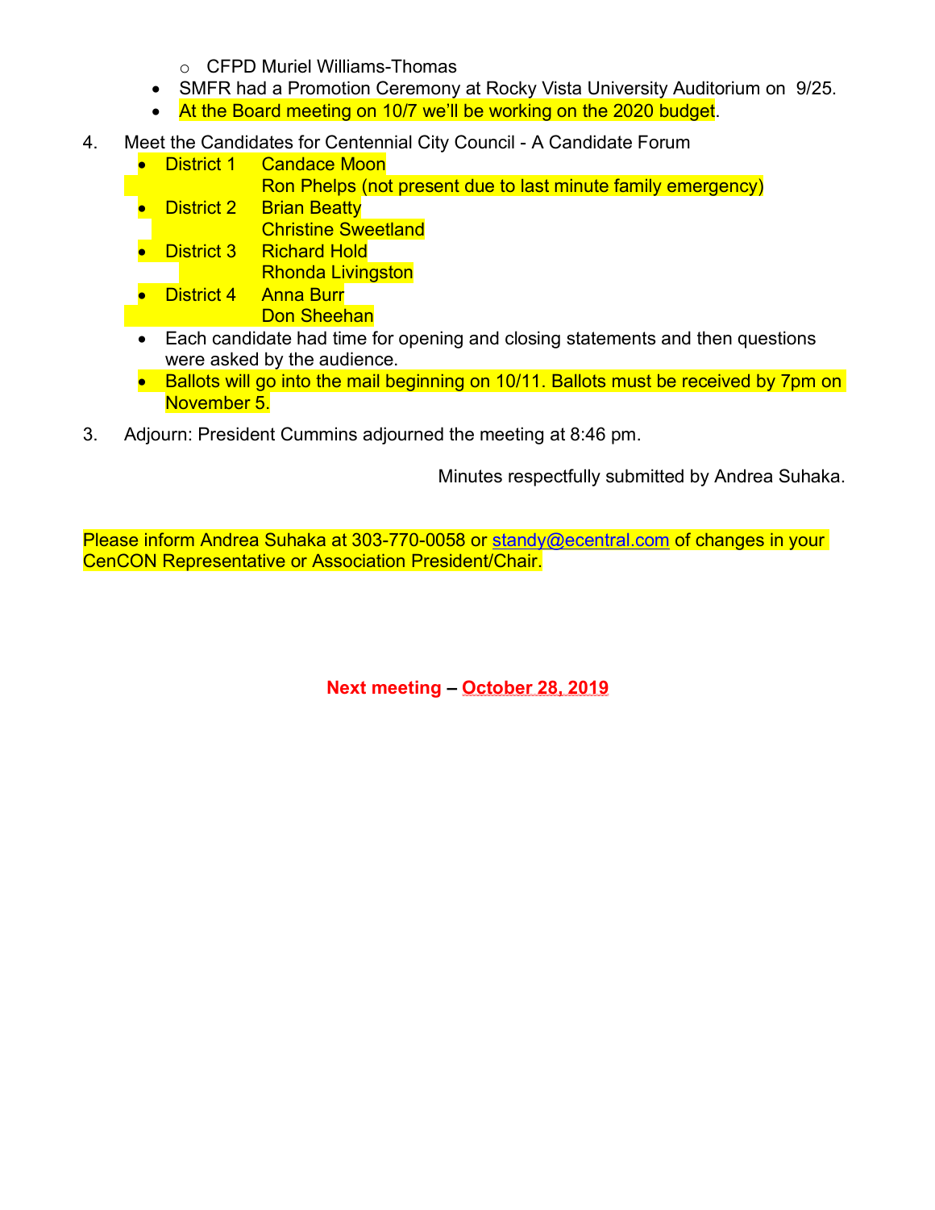- CFPD Muriel Williams-Thomas
- SMFR had a Promotion Ceremony at Rocky Vista University Auditorium on 9/25.
- At the Board meeting on 10/7 we'll be working on the 2020 budget.

4. Meet the Candidates for Centennial City Council - A Candidate Forum
   - District 1 Candace Moon
     Ron Phelps (not present due to last minute family emergency)
   - District 2 Brian Beatty
     Christine Sweetland
   - District 3 Richard Hold
     Rhonda Livingston
   - District 4 Anna Burr
     Don Sheehan
   - Each candidate had time for opening and closing statements and then questions were asked by the audience.
   - Ballots will go into the mail beginning on 10/11. Ballots must be received by 7pm on November 5.

3. Adjourn: President Cummins adjourned the meeting at 8:46 pm.

Minutes respectfully submitted by Andrea Suhaka.

Please inform Andrea Suhaka at 303-770-0058 or standy@ecentral.com of changes in your CenCON Representative or Association President/Chair.

**Next meeting – October 28, 2019**